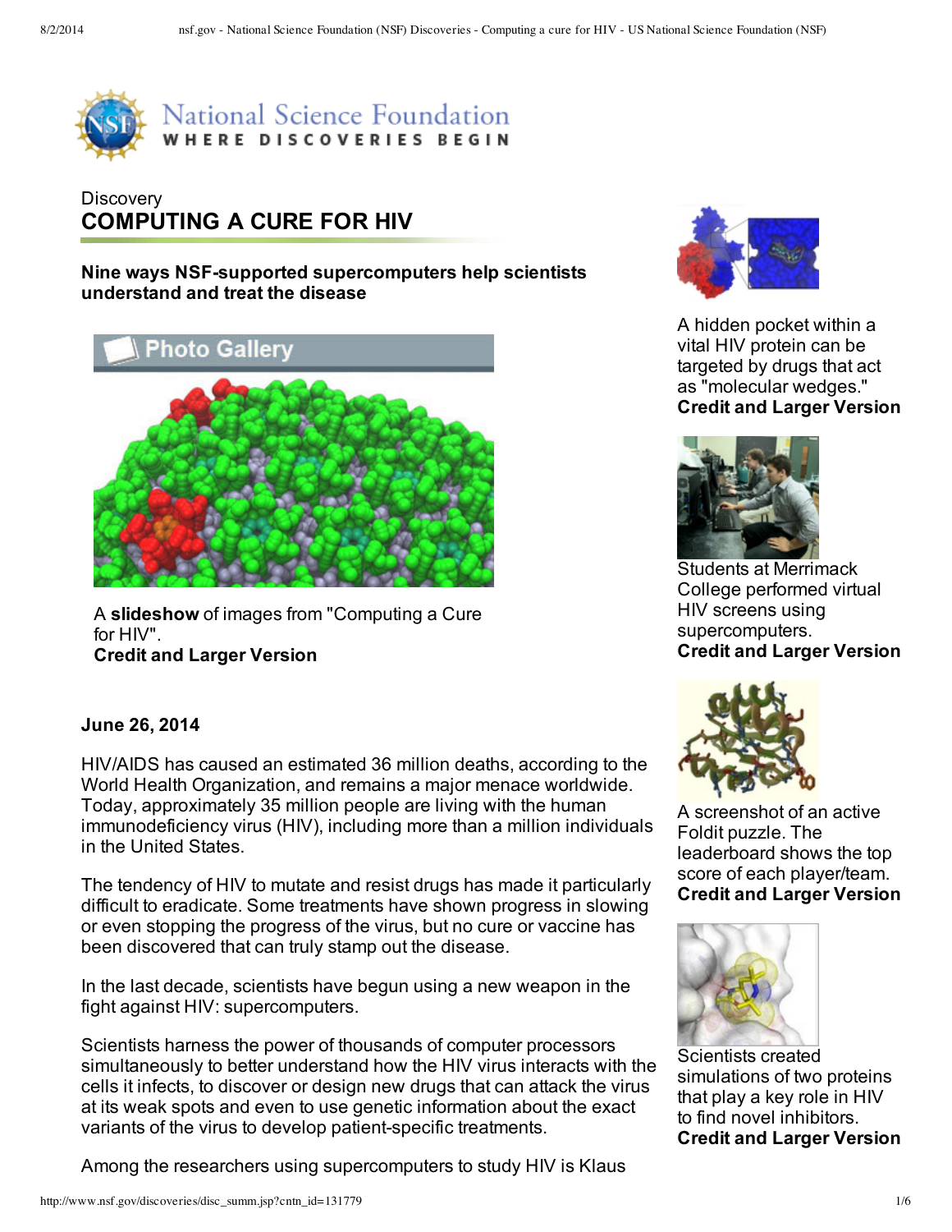Discovery

# COMPUTING A CURE FOR HIV

**Nine ways NSF-supported supercomputers help scientists understand and treat the disease**

Photo Gallery

A **slideshow** of images from "Computing a Cure for HIV".
**Credit and Larger Version**

**June 26, 2014**

HIV/AIDS has caused an estimated 36 million deaths, according to the World Health Organization, and remains a major menace worldwide. Today, approximately 35 million people are living with the human immunodeficiency virus (HIV), including more than a million individuals in the United States.

The tendency of HIV to mutate and resist drugs has made it particularly difficult to eradicate. Some treatments have shown progress in slowing or even stopping the progress of the virus, but no cure or vaccine has been discovered that can truly stamp out the disease.

In the last decade, scientists have begun using a new weapon in the fight against HIV: supercomputers.

Scientists harness the power of thousands of computer processors simultaneously to better understand how the HIV virus interacts with the cells it infects, to discover or design new drugs that can attack the virus at its weak spots and even to use genetic information about the exact variants of the virus to develop patient-specific treatments.

Among the researchers using supercomputers to study HIV is Klaus

A hidden pocket within a vital HIV protein can be targeted by drugs that act as "molecular wedges."
**Credit and Larger Version**

Students at Merrimack College performed virtual HIV screens using supercomputers.
**Credit and Larger Version**

A screenshot of an active Foldit puzzle. The leaderboard shows the top score of each player/team.
**Credit and Larger Version**

Scientists created simulations of two proteins that play a key role in HIV to find novel inhibitors.
**Credit and Larger Version**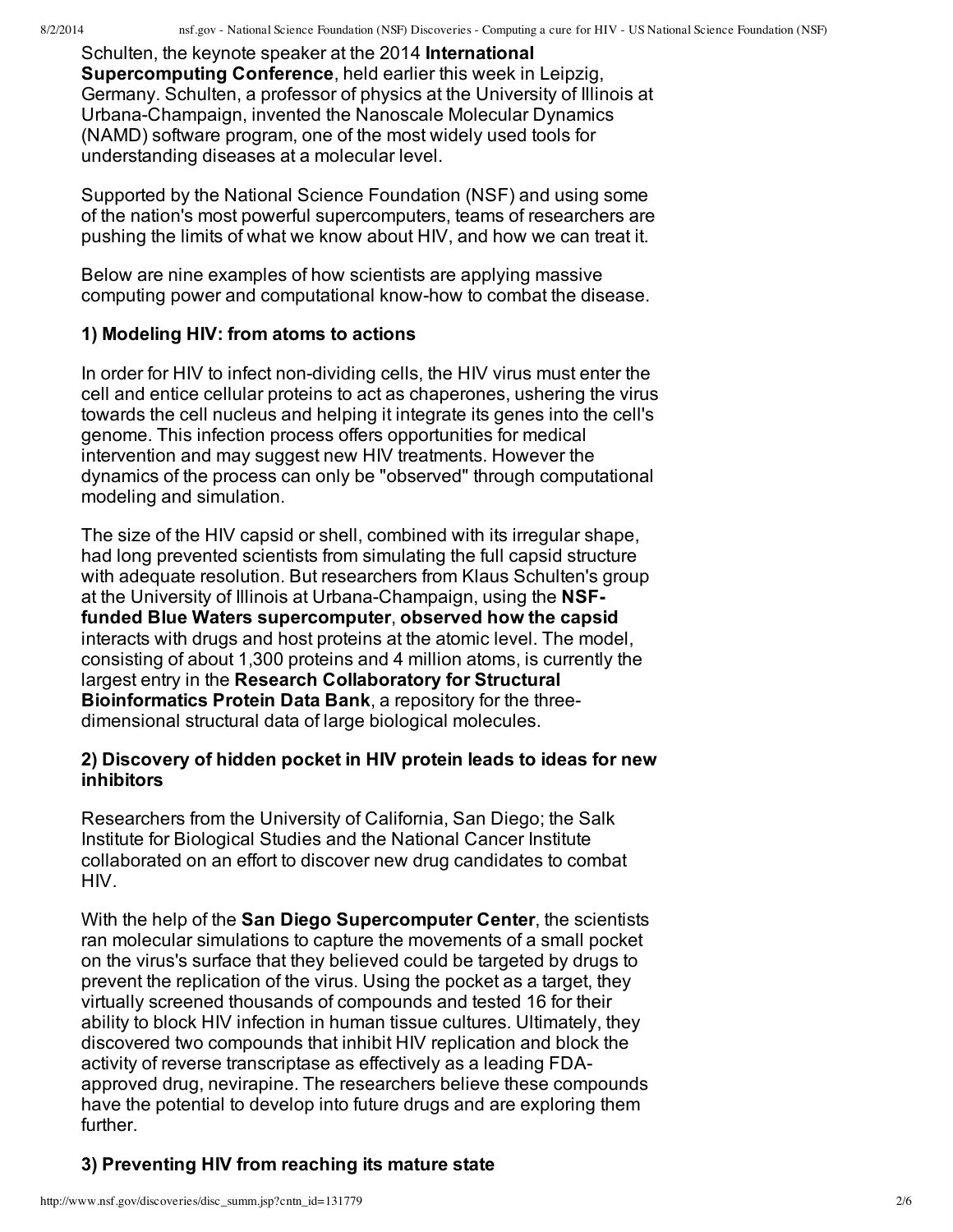Schulten, the keynote speaker at the 2014 **International Supercomputing Conference**, held earlier this week in Leipzig, Germany. Schulten, a professor of physics at the University of Illinois at Urbana-Champaign, invented the Nanoscale Molecular Dynamics (NAMD) software program, one of the most widely used tools for understanding diseases at a molecular level.

Supported by the National Science Foundation (NSF) and using some of the nation's most powerful supercomputers, teams of researchers are pushing the limits of what we know about HIV, and how we can treat it.

Below are nine examples of how scientists are applying massive computing power and computational know-how to combat the disease.

### 1) Modeling HIV: from atoms to actions

In order for HIV to infect non-dividing cells, the HIV virus must enter the cell and entice cellular proteins to act as chaperones, ushering the virus towards the cell nucleus and helping it integrate its genes into the cell's genome. This infection process offers opportunities for medical intervention and may suggest new HIV treatments. However the dynamics of the process can only be "observed" through computational modeling and simulation.

The size of the HIV capsid or shell, combined with its irregular shape, had long prevented scientists from simulating the full capsid structure with adequate resolution. But researchers from Klaus Schulten's group at the University of Illinois at Urbana-Champaign, using the **NSF-funded Blue Waters supercomputer**, **observed how the capsid** interacts with drugs and host proteins at the atomic level. The model, consisting of about 1,300 proteins and 4 million atoms, is currently the largest entry in the **Research Collaboratory for Structural Bioinformatics Protein Data Bank**, a repository for the three-dimensional structural data of large biological molecules.

### 2) Discovery of hidden pocket in HIV protein leads to ideas for new inhibitors

Researchers from the University of California, San Diego; the Salk Institute for Biological Studies and the National Cancer Institute collaborated on an effort to discover new drug candidates to combat HIV.

With the help of the **San Diego Supercomputer Center**, the scientists ran molecular simulations to capture the movements of a small pocket on the virus's surface that they believed could be targeted by drugs to prevent the replication of the virus. Using the pocket as a target, they virtually screened thousands of compounds and tested 16 for their ability to block HIV infection in human tissue cultures. Ultimately, they discovered two compounds that inhibit HIV replication and block the activity of reverse transcriptase as effectively as a leading FDA-approved drug, nevirapine. The researchers believe these compounds have the potential to develop into future drugs and are exploring them further.

### 3) Preventing HIV from reaching its mature state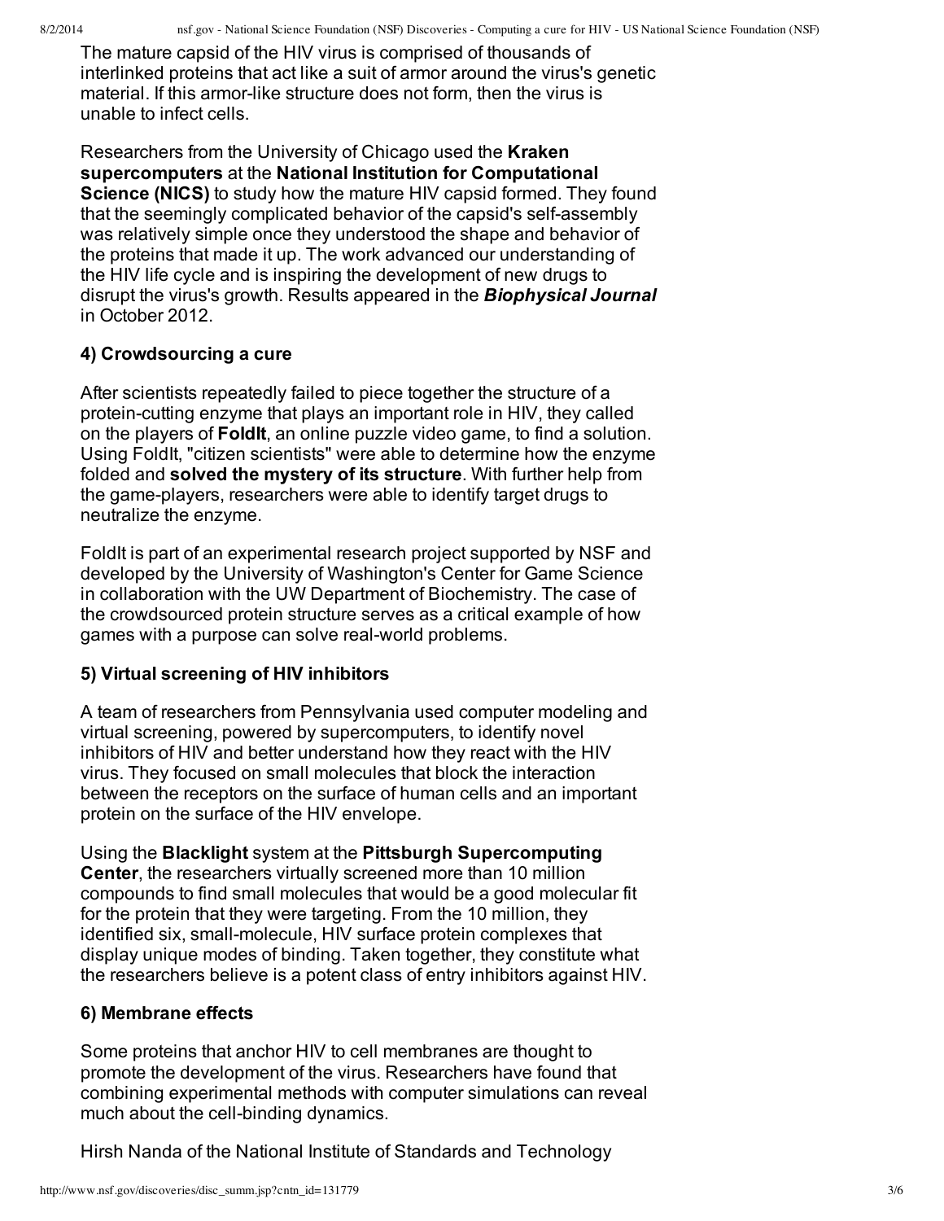The mature capsid of the HIV virus is comprised of thousands of interlinked proteins that act like a suit of armor around the virus's genetic material. If this armor-like structure does not form, then the virus is unable to infect cells.

Researchers from the University of Chicago used the **Kraken supercomputers** at the **National Institution for Computational Science (NICS)** to study how the mature HIV capsid formed. They found that the seemingly complicated behavior of the capsid's self-assembly was relatively simple once they understood the shape and behavior of the proteins that made it up. The work advanced our understanding of the HIV life cycle and is inspiring the development of new drugs to disrupt the virus's growth. Results appeared in the ***Biophysical Journal*** in October 2012.

### 4) Crowdsourcing a cure

After scientists repeatedly failed to piece together the structure of a protein-cutting enzyme that plays an important role in HIV, they called on the players of **FoldIt**, an online puzzle video game, to find a solution. Using FoldIt, "citizen scientists" were able to determine how the enzyme folded and **solved the mystery of its structure**. With further help from the game-players, researchers were able to identify target drugs to neutralize the enzyme.

FoldIt is part of an experimental research project supported by NSF and developed by the University of Washington's Center for Game Science in collaboration with the UW Department of Biochemistry. The case of the crowdsourced protein structure serves as a critical example of how games with a purpose can solve real-world problems.

### 5) Virtual screening of HIV inhibitors

A team of researchers from Pennsylvania used computer modeling and virtual screening, powered by supercomputers, to identify novel inhibitors of HIV and better understand how they react with the HIV virus. They focused on small molecules that block the interaction between the receptors on the surface of human cells and an important protein on the surface of the HIV envelope.

Using the **Blacklight** system at the **Pittsburgh Supercomputing Center**, the researchers virtually screened more than 10 million compounds to find small molecules that would be a good molecular fit for the protein that they were targeting. From the 10 million, they identified six, small-molecule, HIV surface protein complexes that display unique modes of binding. Taken together, they constitute what the researchers believe is a potent class of entry inhibitors against HIV.

### 6) Membrane effects

Some proteins that anchor HIV to cell membranes are thought to promote the development of the virus. Researchers have found that combining experimental methods with computer simulations can reveal much about the cell-binding dynamics.

Hirsh Nanda of the National Institute of Standards and Technology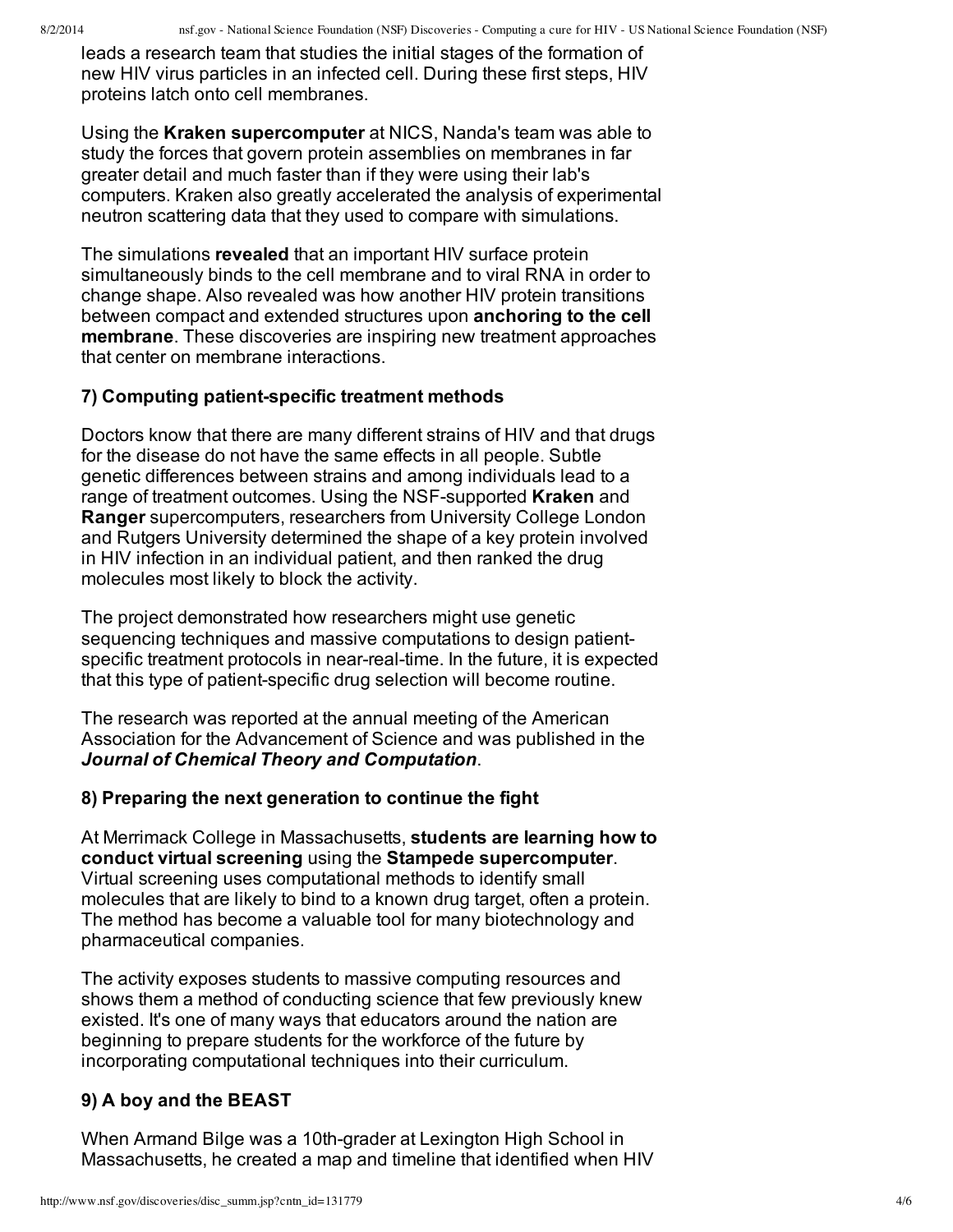leads a research team that studies the initial stages of the formation of new HIV virus particles in an infected cell. During these first steps, HIV proteins latch onto cell membranes.

Using the **Kraken supercomputer** at NICS, Nanda's team was able to study the forces that govern protein assemblies on membranes in far greater detail and much faster than if they were using their lab's computers. Kraken also greatly accelerated the analysis of experimental neutron scattering data that they used to compare with simulations.

The simulations **revealed** that an important HIV surface protein simultaneously binds to the cell membrane and to viral RNA in order to change shape. Also revealed was how another HIV protein transitions between compact and extended structures upon **anchoring to the cell membrane**. These discoveries are inspiring new treatment approaches that center on membrane interactions.

### 7) Computing patient-specific treatment methods

Doctors know that there are many different strains of HIV and that drugs for the disease do not have the same effects in all people. Subtle genetic differences between strains and among individuals lead to a range of treatment outcomes. Using the NSF-supported **Kraken** and **Ranger** supercomputers, researchers from University College London and Rutgers University determined the shape of a key protein involved in HIV infection in an individual patient, and then ranked the drug molecules most likely to block the activity.

The project demonstrated how researchers might use genetic sequencing techniques and massive computations to design patient-specific treatment protocols in near-real-time. In the future, it is expected that this type of patient-specific drug selection will become routine.

The research was reported at the annual meeting of the American Association for the Advancement of Science and was published in the ***Journal of Chemical Theory and Computation***.

### 8) Preparing the next generation to continue the fight

At Merrimack College in Massachusetts, **students are learning how to conduct virtual screening** using the **Stampede supercomputer**. Virtual screening uses computational methods to identify small molecules that are likely to bind to a known drug target, often a protein. The method has become a valuable tool for many biotechnology and pharmaceutical companies.

The activity exposes students to massive computing resources and shows them a method of conducting science that few previously knew existed. It's one of many ways that educators around the nation are beginning to prepare students for the workforce of the future by incorporating computational techniques into their curriculum.

### 9) A boy and the BEAST

When Armand Bilge was a 10th-grader at Lexington High School in Massachusetts, he created a map and timeline that identified when HIV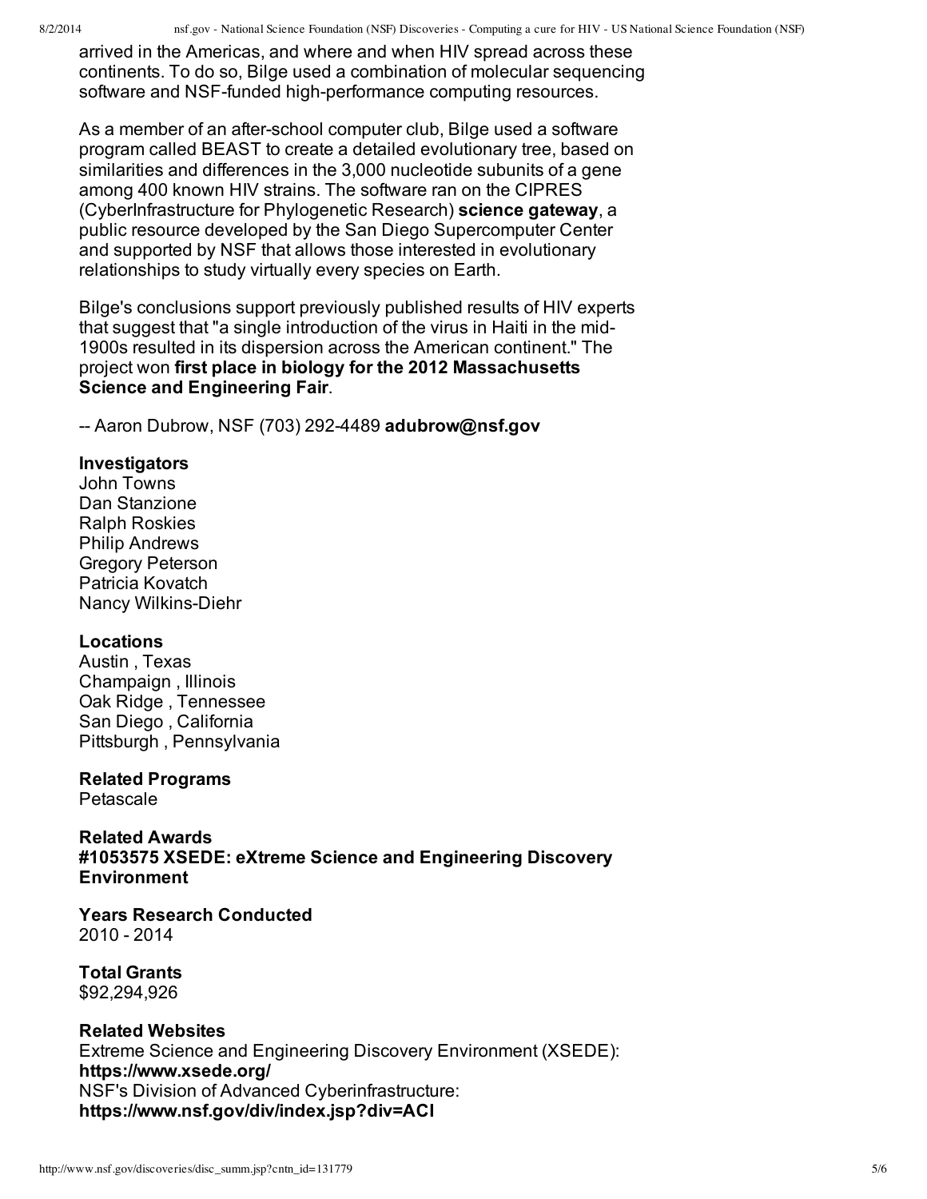arrived in the Americas, and where and when HIV spread across these continents. To do so, Bilge used a combination of molecular sequencing software and NSF-funded high-performance computing resources.

As a member of an after-school computer club, Bilge used a software program called BEAST to create a detailed evolutionary tree, based on similarities and differences in the 3,000 nucleotide subunits of a gene among 400 known HIV strains. The software ran on the CIPRES (CyberInfrastructure for Phylogenetic Research) **science gateway**, a public resource developed by the San Diego Supercomputer Center and supported by NSF that allows those interested in evolutionary relationships to study virtually every species on Earth.

Bilge's conclusions support previously published results of HIV experts that suggest that "a single introduction of the virus in Haiti in the mid-1900s resulted in its dispersion across the American continent." The project won **first place in biology for the 2012 Massachusetts Science and Engineering Fair**.

-- Aaron Dubrow, NSF (703) 292-4489 **adubrow@nsf.gov**

**Investigators**
John Towns
Dan Stanzione
Ralph Roskies
Philip Andrews
Gregory Peterson
Patricia Kovatch
Nancy Wilkins-Diehr

**Locations**
Austin , Texas
Champaign , Illinois
Oak Ridge , Tennessee
San Diego , California
Pittsburgh , Pennsylvania

**Related Programs**
Petascale

**Related Awards**
**#1053575 XSEDE: eXtreme Science and Engineering Discovery Environment**

**Years Research Conducted**
2010 - 2014

**Total Grants**
$92,294,926

**Related Websites**
Extreme Science and Engineering Discovery Environment (XSEDE):
**https://www.xsede.org/**
NSF's Division of Advanced Cyberinfrastructure:
**https://www.nsf.gov/div/index.jsp?div=ACI**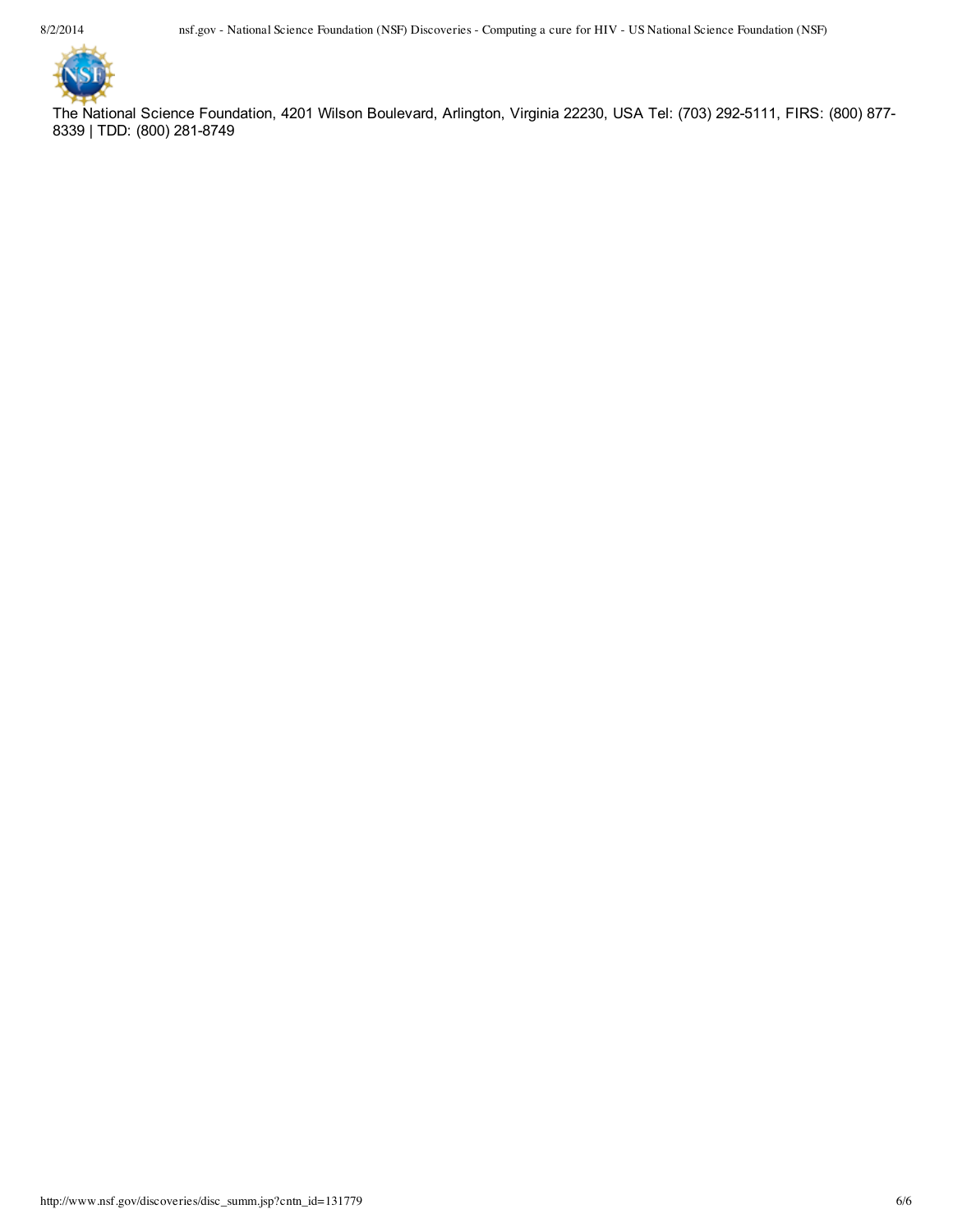The National Science Foundation, 4201 Wilson Boulevard, Arlington, Virginia 22230, USA Tel: (703) 292-5111, FIRS: (800) 877-8339 | TDD: (800) 281-8749